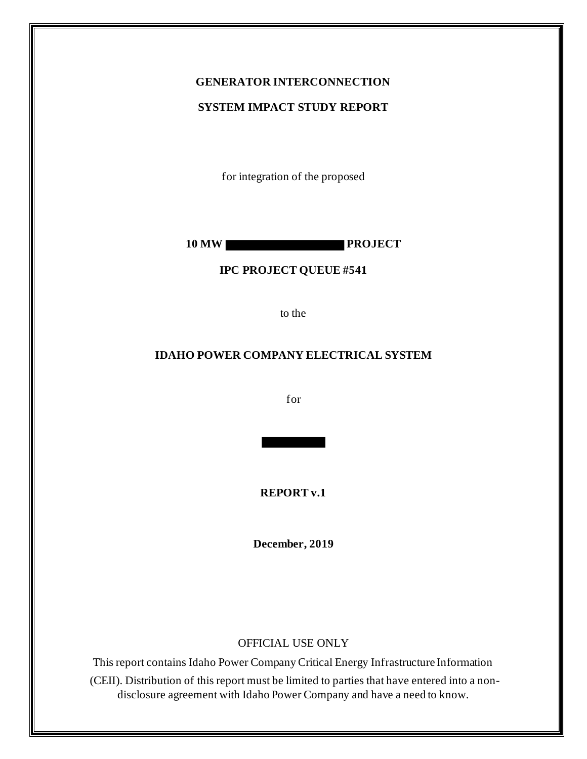**GENERATOR INTERCONNECTION**

**SYSTEM IMPACT STUDY REPORT**

for integration of the proposed

**10 MW ████████████ PROJECT**

**IPC PROJECT QUEUE #541**

to the

**IDAHO POWER COMPANY ELECTRICAL SYSTEM**

for

████████

**REPORT v.1**

**December, 2019**

OFFICIAL USE ONLY

This report contains Idaho Power Company Critical Energy Infrastructure Information (CEII). Distribution of this report must be limited to parties that have entered into a non-disclosure agreement with Idaho Power Company and have a need to know.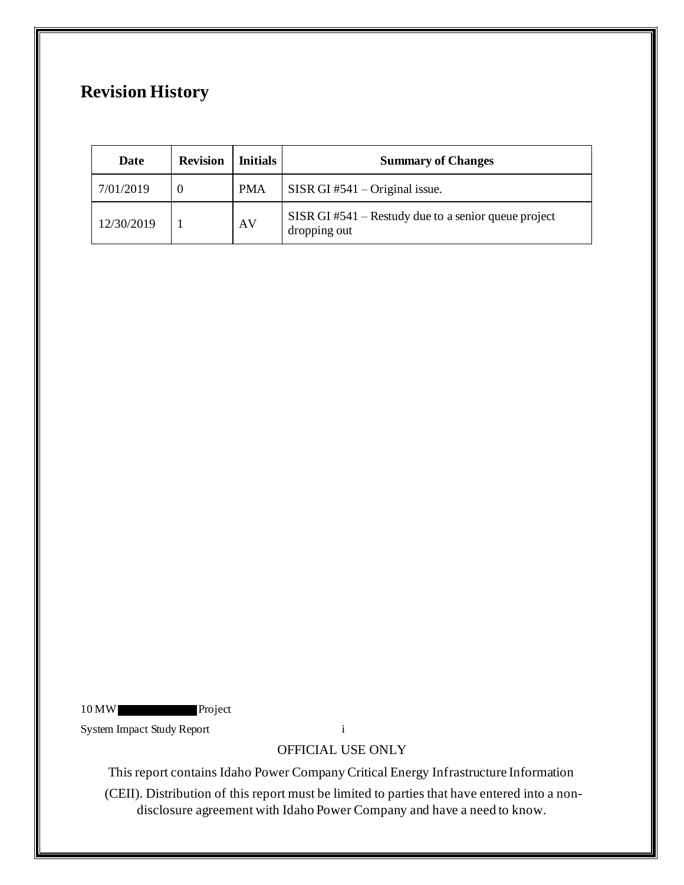# Revision History

| Date | Revision | Initials | Summary of Changes |
|---|---|---|---|
| 7/01/2019 | 0 | PMA | SISR GI #541 – Original issue. |
| 12/30/2019 | 1 | AV | SISR GI #541 – Restudy due to a senior queue project dropping out |

OFFICIAL USE ONLY

This report contains Idaho Power Company Critical Energy Infrastructure Information (CEII). Distribution of this report must be limited to parties that have entered into a non-disclosure agreement with Idaho Power Company and have a need to know.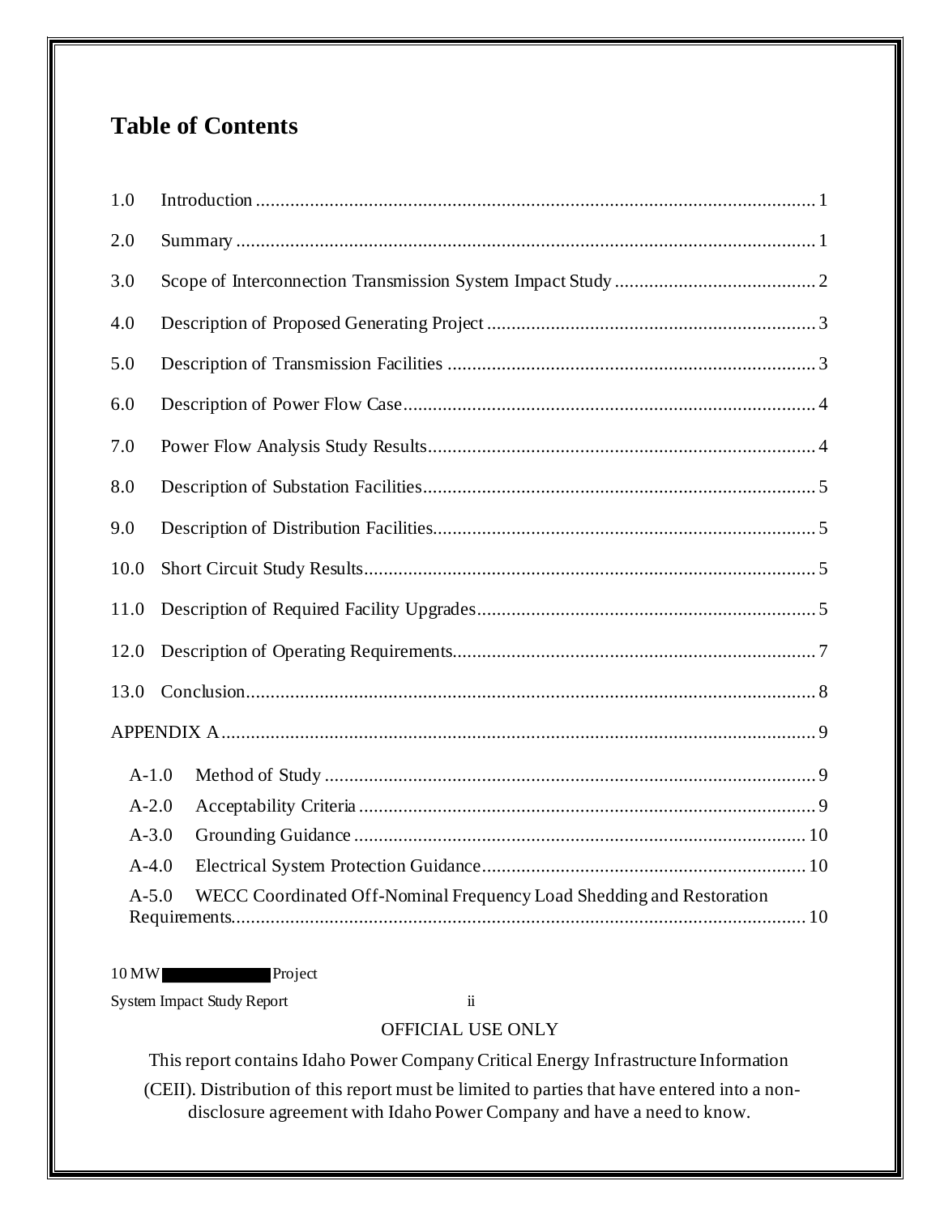# Table of Contents

1.0 Introduction ..... 1

2.0 Summary ..... 1

3.0 Scope of Interconnection Transmission System Impact Study ..... 2

4.0 Description of Proposed Generating Project ..... 3

5.0 Description of Transmission Facilities ..... 3

6.0 Description of Power Flow Case ..... 4

7.0 Power Flow Analysis Study Results ..... 4

8.0 Description of Substation Facilities ..... 5

9.0 Description of Distribution Facilities ..... 5

10.0 Short Circuit Study Results ..... 5

11.0 Description of Required Facility Upgrades ..... 5

12.0 Description of Operating Requirements ..... 7

13.0 Conclusion ..... 8

APPENDIX A ..... 9

- A-1.0 Method of Study ..... 9
- A-2.0 Acceptability Criteria ..... 9
- A-3.0 Grounding Guidance ..... 10
- A-4.0 Electrical System Protection Guidance ..... 10
- A-5.0 WECC Coordinated Off-Nominal Frequency Load Shedding and Restoration Requirements ..... 10

OFFICIAL USE ONLY

This report contains Idaho Power Company Critical Energy Infrastructure Information (CEII). Distribution of this report must be limited to parties that have entered into a non-disclosure agreement with Idaho Power Company and have a need to know.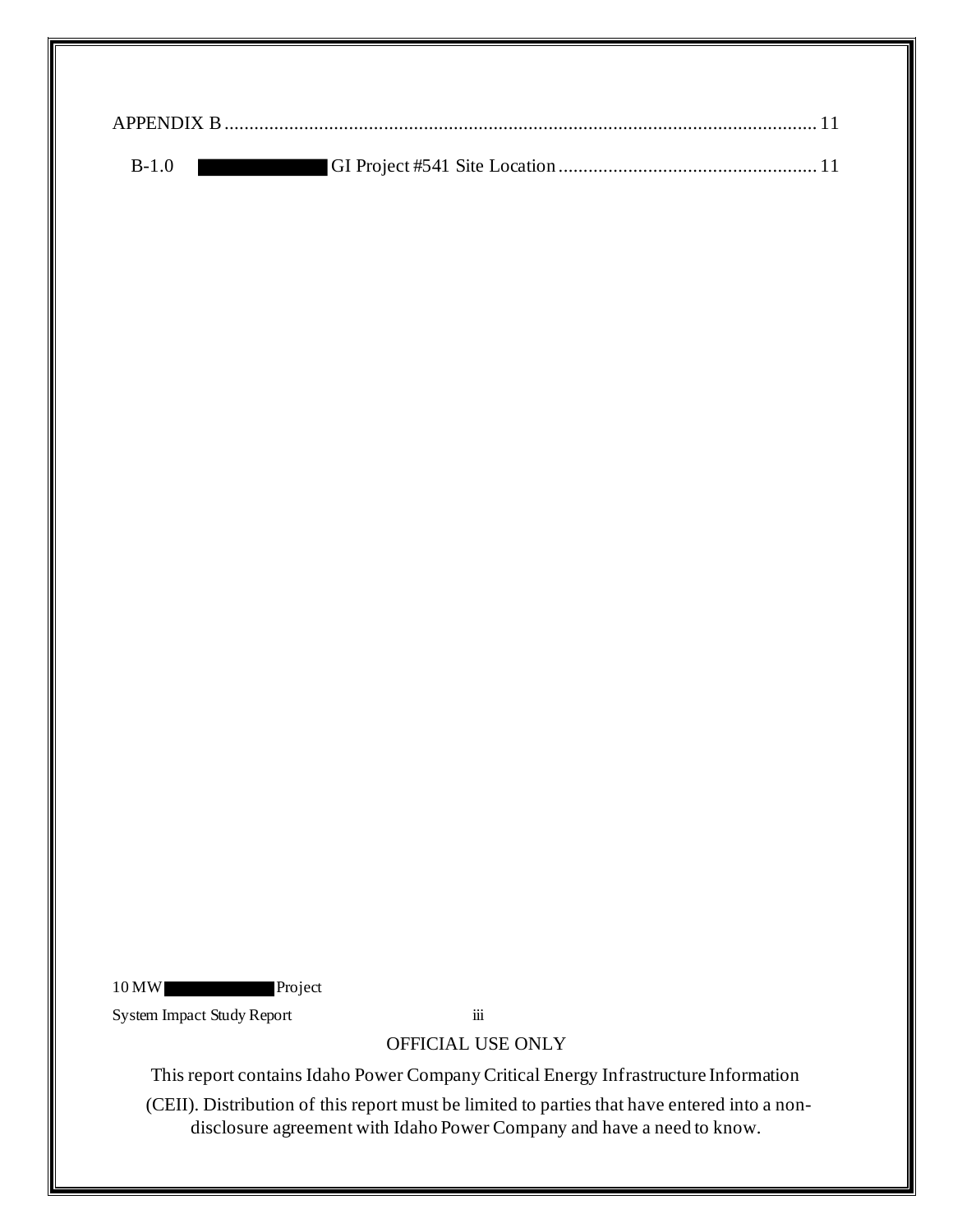APPENDIX B ........................................................................................................................ 11

B-1.0 ██████████ GI Project #541 Site Location .................................................... 11

OFFICIAL USE ONLY

This report contains Idaho Power Company Critical Energy Infrastructure Information (CEII). Distribution of this report must be limited to parties that have entered into a non-disclosure agreement with Idaho Power Company and have a need to know.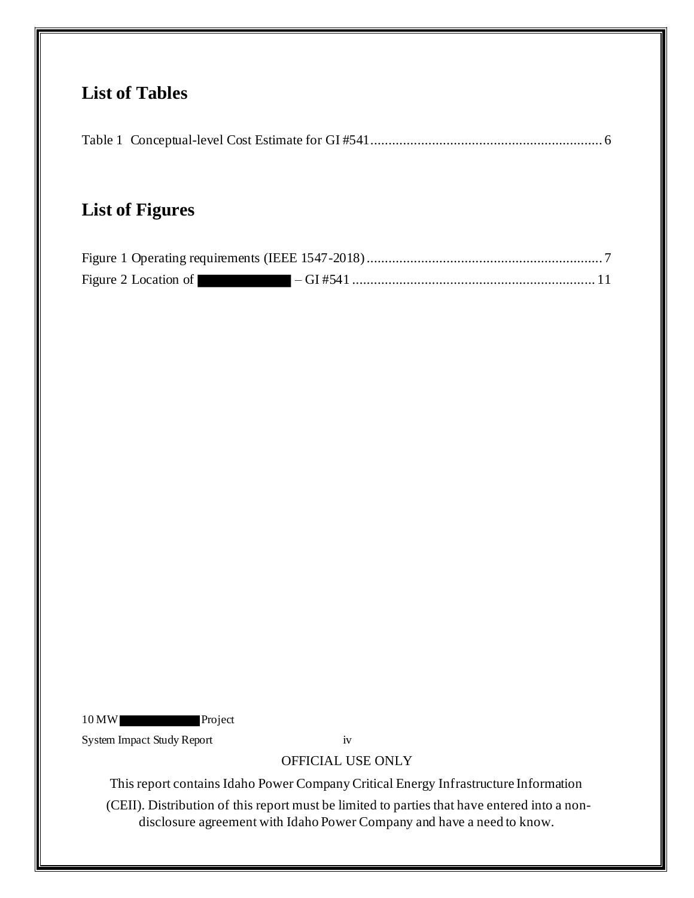## List of Tables

Table 1 Conceptual-level Cost Estimate for GI #541 ........................................................... 6

## List of Figures

Figure 1 Operating requirements (IEEE 1547-2018) ........................................................... 7

Figure 2 Location of ████████ – GI #541 ........................................................... 11

OFFICIAL USE ONLY

This report contains Idaho Power Company Critical Energy Infrastructure Information (CEII). Distribution of this report must be limited to parties that have entered into a non-disclosure agreement with Idaho Power Company and have a need to know.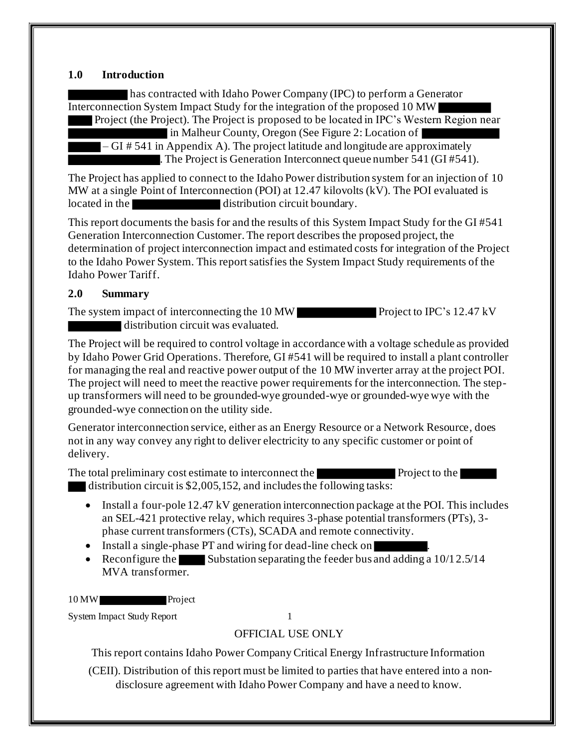## 1.0 Introduction

███████ has contracted with Idaho Power Company (IPC) to perform a Generator Interconnection System Impact Study for the integration of the proposed 10 MW ██████ ████ Project (the Project). The Project is proposed to be located in IPC's Western Region near ████████████ in Malheur County, Oregon (See Figure 2: Location of ██████████ ████ – GI # 541 in Appendix A). The project latitude and longitude are approximately ███████████. The Project is Generation Interconnect queue number 541 (GI #541).

The Project has applied to connect to the Idaho Power distribution system for an injection of 10 MW at a single Point of Interconnection (POI) at 12.47 kilovolts (kV). The POI evaluated is located in the ██████████ distribution circuit boundary.

This report documents the basis for and the results of this System Impact Study for the GI #541 Generation Interconnection Customer. The report describes the proposed project, the determination of project interconnection impact and estimated costs for integration of the Project to the Idaho Power System. This report satisfies the System Impact Study requirements of the Idaho Power Tariff.

## 2.0 Summary

The system impact of interconnecting the 10 MW ██████████ Project to IPC's 12.47 kV ███████ distribution circuit was evaluated.

The Project will be required to control voltage in accordance with a voltage schedule as provided by Idaho Power Grid Operations. Therefore, GI #541 will be required to install a plant controller for managing the real and reactive power output of the 10 MW inverter array at the project POI. The project will need to meet the reactive power requirements for the interconnection. The step-up transformers will need to be grounded-wye grounded-wye or grounded-wye wye with the grounded-wye connection on the utility side.

Generator interconnection service, either as an Energy Resource or a Network Resource, does not in any way convey any right to deliver electricity to any specific customer or point of delivery.

The total preliminary cost estimate to interconnect the ██████████ Project to the █████ ███ distribution circuit is $2,005,152, and includes the following tasks:

- Install a four-pole 12.47 kV generation interconnection package at the POI. This includes an SEL-421 protective relay, which requires 3-phase potential transformers (PTs), 3-phase current transformers (CTs), SCADA and remote connectivity.
- Install a single-phase PT and wiring for dead-line check on ███████.
- Reconfigure the ████ Substation separating the feeder bus and adding a 10/12.5/14 MVA transformer.

OFFICIAL USE ONLY

This report contains Idaho Power Company Critical Energy Infrastructure Information (CEII). Distribution of this report must be limited to parties that have entered into a non-disclosure agreement with Idaho Power Company and have a need to know.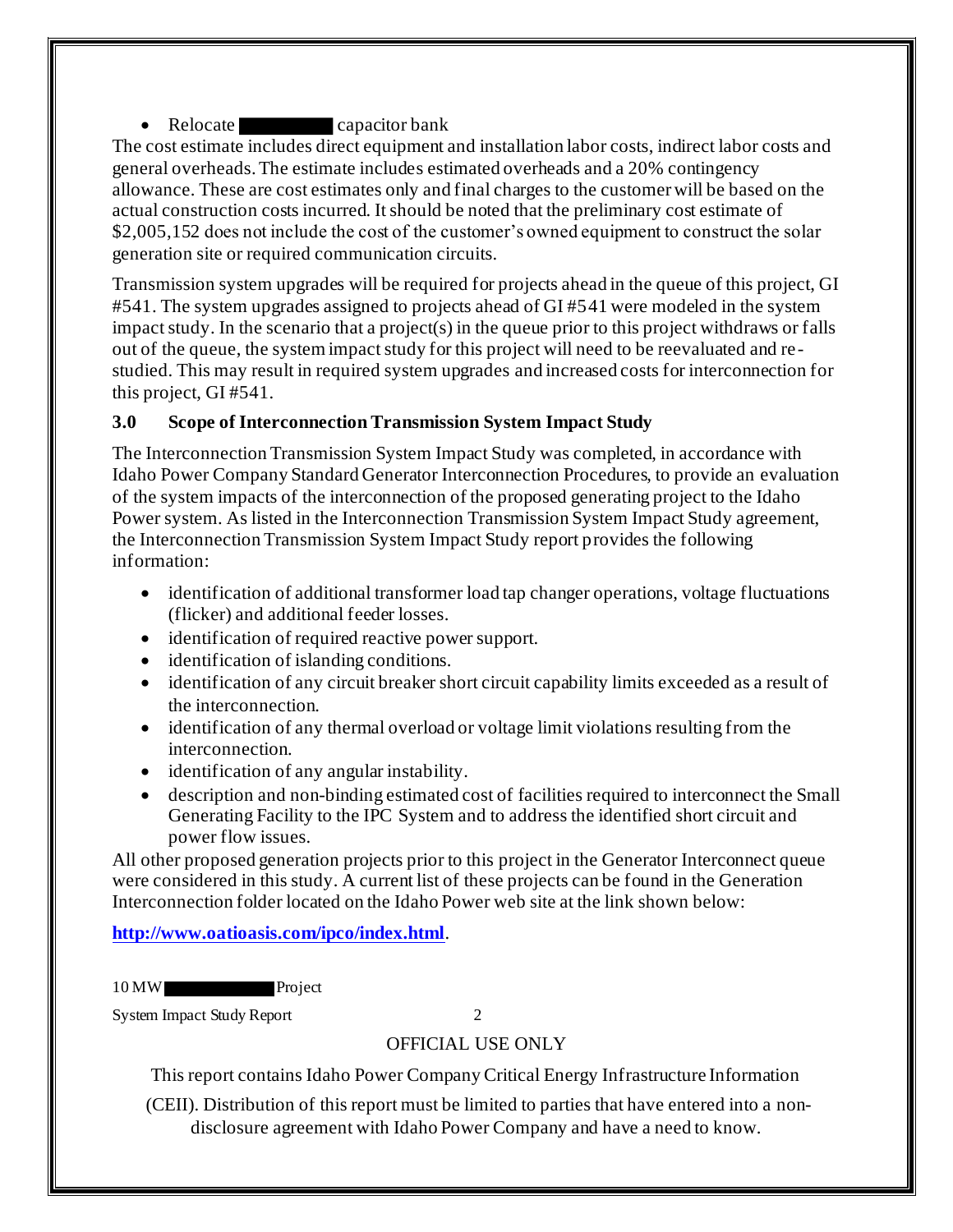- Relocate ██████ capacitor bank

The cost estimate includes direct equipment and installation labor costs, indirect labor costs and general overheads. The estimate includes estimated overheads and a 20% contingency allowance. These are cost estimates only and final charges to the customer will be based on the actual construction costs incurred. It should be noted that the preliminary cost estimate of $2,005,152 does not include the cost of the customer's owned equipment to construct the solar generation site or required communication circuits.

Transmission system upgrades will be required for projects ahead in the queue of this project, GI #541. The system upgrades assigned to projects ahead of GI #541 were modeled in the system impact study. In the scenario that a project(s) in the queue prior to this project withdraws or falls out of the queue, the system impact study for this project will need to be reevaluated and re-studied. This may result in required system upgrades and increased costs for interconnection for this project, GI #541.

### 3.0 Scope of Interconnection Transmission System Impact Study

The Interconnection Transmission System Impact Study was completed, in accordance with Idaho Power Company Standard Generator Interconnection Procedures, to provide an evaluation of the system impacts of the interconnection of the proposed generating project to the Idaho Power system. As listed in the Interconnection Transmission System Impact Study agreement, the Interconnection Transmission System Impact Study report provides the following information:

- identification of additional transformer load tap changer operations, voltage fluctuations (flicker) and additional feeder losses.
- identification of required reactive power support.
- identification of islanding conditions.
- identification of any circuit breaker short circuit capability limits exceeded as a result of the interconnection.
- identification of any thermal overload or voltage limit violations resulting from the interconnection.
- identification of any angular instability.
- description and non-binding estimated cost of facilities required to interconnect the Small Generating Facility to the IPC System and to address the identified short circuit and power flow issues.

All other proposed generation projects prior to this project in the Generator Interconnect queue were considered in this study. A current list of these projects can be found in the Generation Interconnection folder located on the Idaho Power web site at the link shown below:

**http://www.oatioasis.com/ipco/index.html**.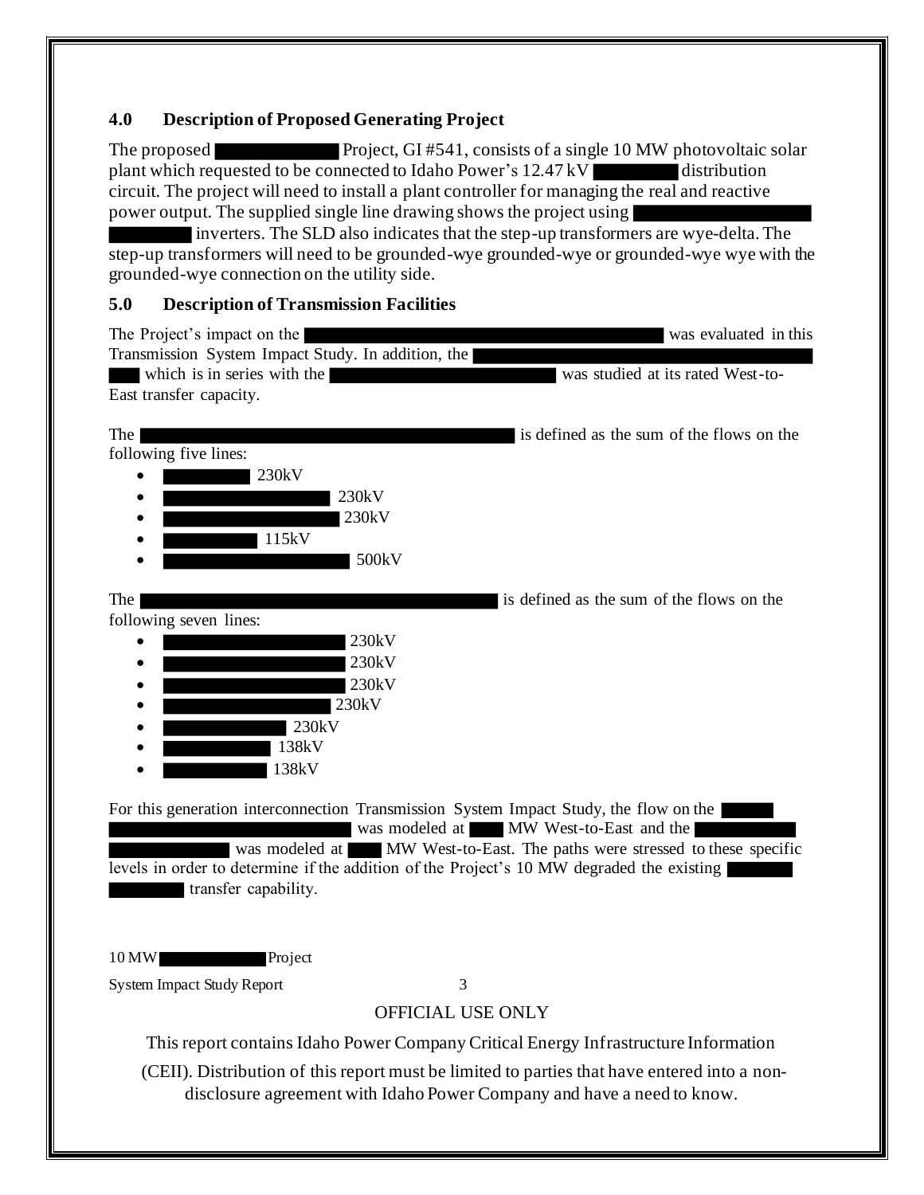## 4.0 Description of Proposed Generating Project

The proposed [REDACTED] Project, GI #541, consists of a single 10 MW photovoltaic solar plant which requested to be connected to Idaho Power's 12.47 kV [REDACTED] distribution circuit. The project will need to install a plant controller for managing the real and reactive power output. The supplied single line drawing shows the project using [REDACTED] inverters. The SLD also indicates that the step-up transformers are wye-delta. The step-up transformers will need to be grounded-wye grounded-wye or grounded-wye wye with the grounded-wye connection on the utility side.

## 5.0 Description of Transmission Facilities

The Project's impact on the [REDACTED] was evaluated in this Transmission System Impact Study. In addition, the [REDACTED] which is in series with the [REDACTED] was studied at its rated West-to-East transfer capacity.

The [REDACTED] is defined as the sum of the flows on the following five lines:

- [REDACTED] 230kV
- [REDACTED] 230kV
- [REDACTED] 230kV
- [REDACTED] 115kV
- [REDACTED] 500kV

The [REDACTED] is defined as the sum of the flows on the following seven lines:

- [REDACTED] 230kV
- [REDACTED] 230kV
- [REDACTED] 230kV
- [REDACTED] 230kV
- [REDACTED] 230kV
- [REDACTED] 138kV
- [REDACTED] 138kV

For this generation interconnection Transmission System Impact Study, the flow on the [REDACTED] was modeled at [REDACTED] MW West-to-East and the [REDACTED] was modeled at [REDACTED] MW West-to-East. The paths were stressed to these specific levels in order to determine if the addition of the Project's 10 MW degraded the existing [REDACTED] transfer capability.

OFFICIAL USE ONLY

This report contains Idaho Power Company Critical Energy Infrastructure Information (CEII). Distribution of this report must be limited to parties that have entered into a non-disclosure agreement with Idaho Power Company and have a need to know.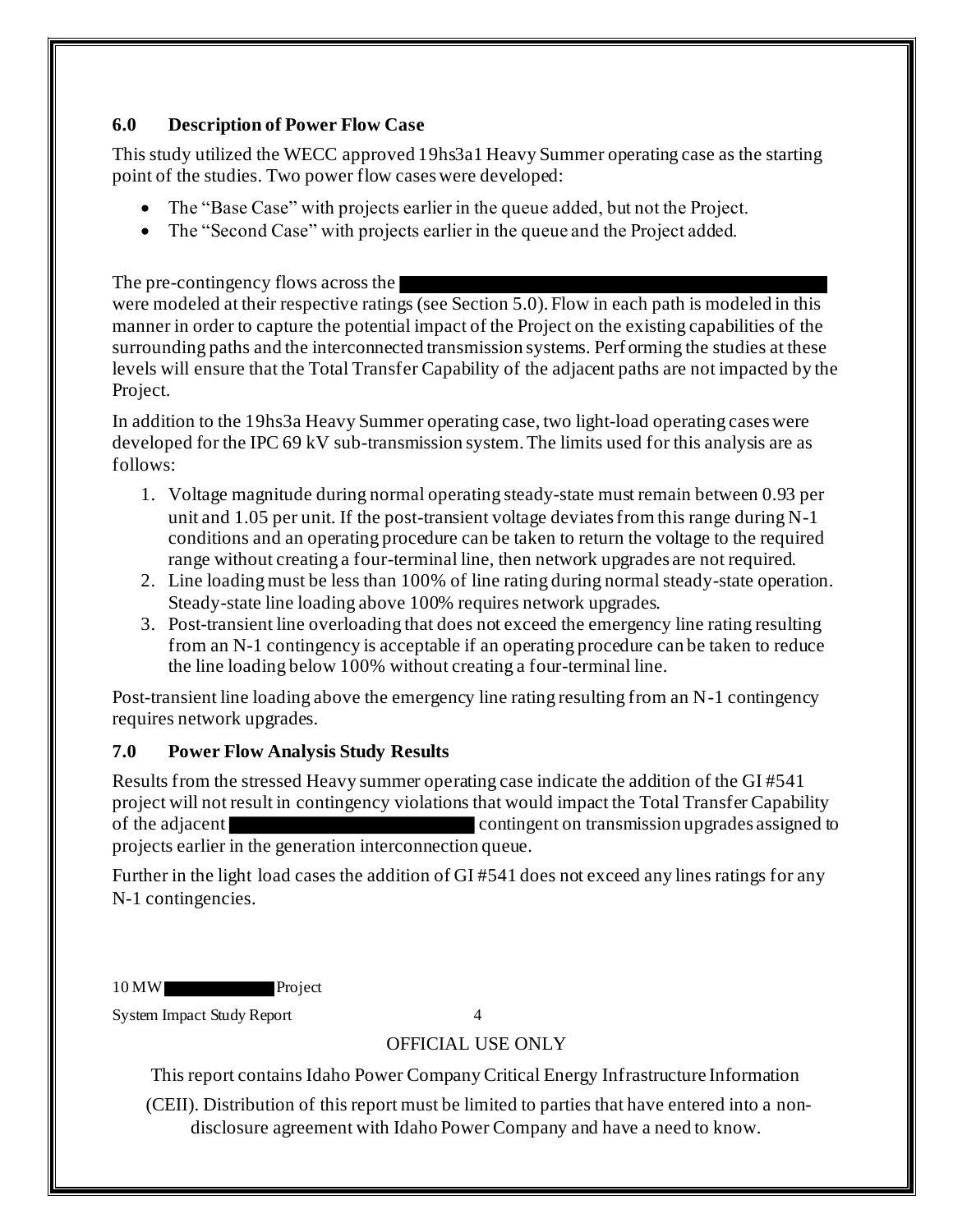## 6.0 Description of Power Flow Case

This study utilized the WECC approved 19hs3a1 Heavy Summer operating case as the starting point of the studies. Two power flow cases were developed:

- The "Base Case" with projects earlier in the queue added, but not the Project.
- The "Second Case" with projects earlier in the queue and the Project added.

The pre-contingency flows across the [REDACTED] were modeled at their respective ratings (see Section 5.0). Flow in each path is modeled in this manner in order to capture the potential impact of the Project on the existing capabilities of the surrounding paths and the interconnected transmission systems. Performing the studies at these levels will ensure that the Total Transfer Capability of the adjacent paths are not impacted by the Project.

In addition to the 19hs3a Heavy Summer operating case, two light-load operating cases were developed for the IPC 69 kV sub-transmission system. The limits used for this analysis are as follows:

1. Voltage magnitude during normal operating steady-state must remain between 0.93 per unit and 1.05 per unit. If the post-transient voltage deviates from this range during N-1 conditions and an operating procedure can be taken to return the voltage to the required range without creating a four-terminal line, then network upgrades are not required.
2. Line loading must be less than 100% of line rating during normal steady-state operation. Steady-state line loading above 100% requires network upgrades.
3. Post-transient line overloading that does not exceed the emergency line rating resulting from an N-1 contingency is acceptable if an operating procedure can be taken to reduce the line loading below 100% without creating a four-terminal line.

Post-transient line loading above the emergency line rating resulting from an N-1 contingency requires network upgrades.

## 7.0 Power Flow Analysis Study Results

Results from the stressed Heavy summer operating case indicate the addition of the GI #541 project will not result in contingency violations that would impact the Total Transfer Capability of the adjacent [REDACTED] contingent on transmission upgrades assigned to projects earlier in the generation interconnection queue.

Further in the light load cases the addition of GI #541 does not exceed any lines ratings for any N-1 contingencies.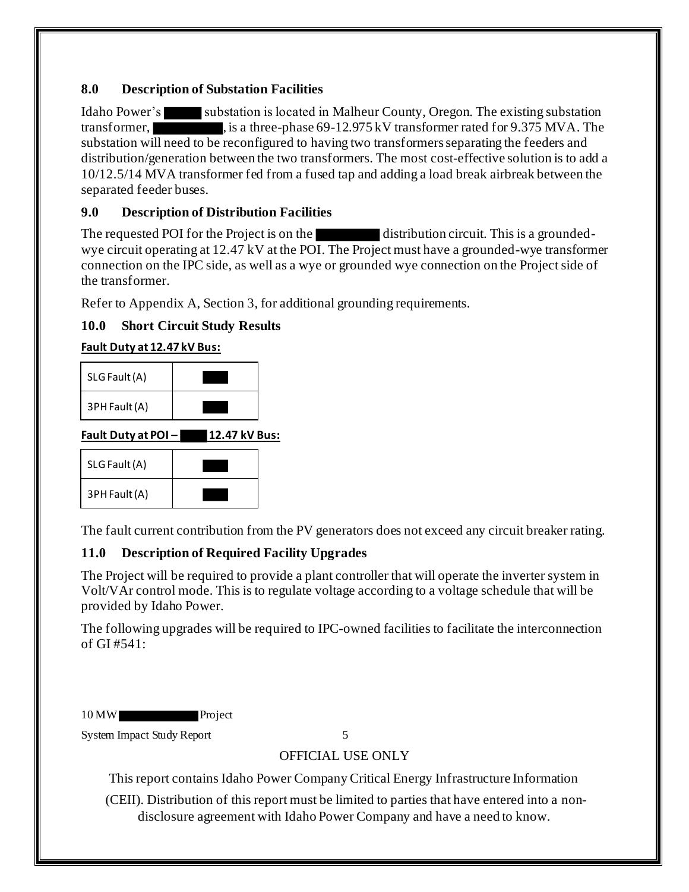## 8.0 Description of Substation Facilities

Idaho Power's ████ substation is located in Malheur County, Oregon. The existing substation transformer, ████████, is a three-phase 69-12.975 kV transformer rated for 9.375 MVA. The substation will need to be reconfigured to having two transformers separating the feeders and distribution/generation between the two transformers. The most cost-effective solution is to add a 10/12.5/14 MVA transformer fed from a fused tap and adding a load break airbreak between the separated feeder buses.

## 9.0 Description of Distribution Facilities

The requested POI for the Project is on the ███████ distribution circuit. This is a grounded-wye circuit operating at 12.47 kV at the POI. The Project must have a grounded-wye transformer connection on the IPC side, as well as a wye or grounded wye connection on the Project side of the transformer.

Refer to Appendix A, Section 3, for additional grounding requirements.

## 10.0 Short Circuit Study Results

**Fault Duty at 12.47 kV Bus:**

| SLG Fault (A) | ███ |
|---|---|
| 3PH Fault (A) | ███ |

**Fault Duty at POI – ███ 12.47 kV Bus:**

| SLG Fault (A) | ███ |
|---|---|
| 3PH Fault (A) | ███ |

The fault current contribution from the PV generators does not exceed any circuit breaker rating.

## 11.0 Description of Required Facility Upgrades

The Project will be required to provide a plant controller that will operate the inverter system in Volt/VAr control mode. This is to regulate voltage according to a voltage schedule that will be provided by Idaho Power.

The following upgrades will be required to IPC-owned facilities to facilitate the interconnection of GI #541:

OFFICIAL USE ONLY

This report contains Idaho Power Company Critical Energy Infrastructure Information (CEII). Distribution of this report must be limited to parties that have entered into a non-disclosure agreement with Idaho Power Company and have a need to know.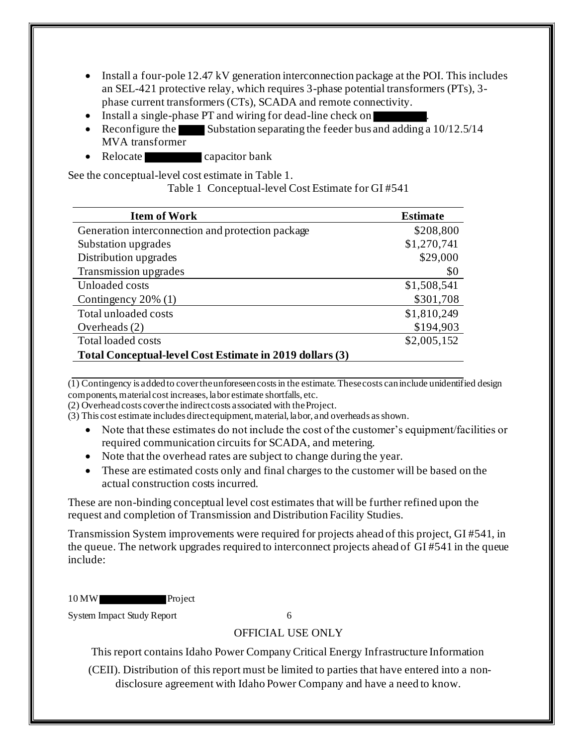- Install a four-pole 12.47 kV generation interconnection package at the POI. This includes an SEL-421 protective relay, which requires 3-phase potential transformers (PTs), 3-phase current transformers (CTs), SCADA and remote connectivity.
- Install a single-phase PT and wiring for dead-line check on ███████.
- Reconfigure the ████ Substation separating the feeder bus and adding a 10/12.5/14 MVA transformer
- Relocate ████████ capacitor bank

See the conceptual-level cost estimate in Table 1.

Table 1 Conceptual-level Cost Estimate for GI #541

| **Item of Work** | **Estimate** |
|---|---|
| Generation interconnection and protection package | $208,800 |
| Substation upgrades | $1,270,741 |
| Distribution upgrades | $29,000 |
| Transmission upgrades | $0 |
| Unloaded costs | $1,508,541 |
| Contingency 20% (1) | $301,708 |
| Total unloaded costs | $1,810,249 |
| Overheads (2) | $194,903 |
| Total loaded costs | $2,005,152 |
| **Total Conceptual-level Cost Estimate in 2019 dollars (3)** | |

(1) Contingency is added to cover the unforeseen costs in the estimate. These costs can include unidentified design components, material cost increases, labor estimate shortfalls, etc.
(2) Overhead costs cover the indirect costs associated with the Project.
(3) This cost estimate includes direct equipment, material, labor, and overheads as shown.

- Note that these estimates do not include the cost of the customer's equipment/facilities or required communication circuits for SCADA, and metering.
- Note that the overhead rates are subject to change during the year.
- These are estimated costs only and final charges to the customer will be based on the actual construction costs incurred.

These are non-binding conceptual level cost estimates that will be further refined upon the request and completion of Transmission and Distribution Facility Studies.

Transmission System improvements were required for projects ahead of this project, GI #541, in the queue. The network upgrades required to interconnect projects ahead of GI #541 in the queue include: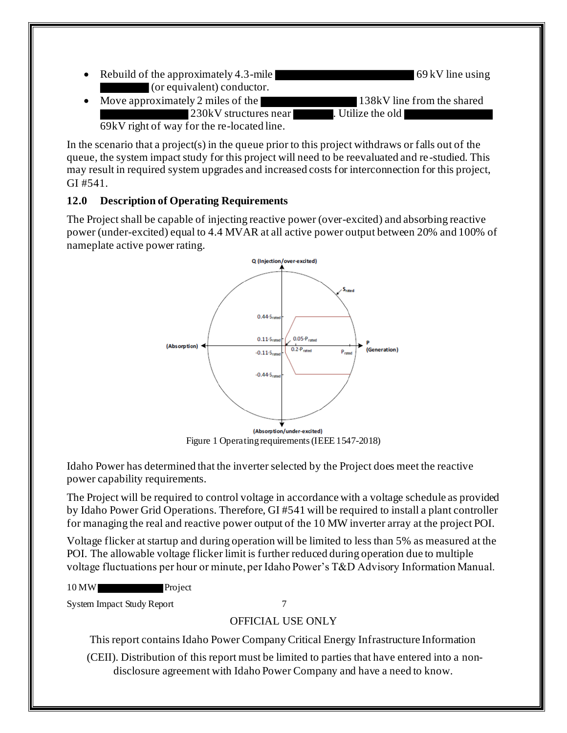- Rebuild of the approximately 4.3-mile ██████████ 69 kV line using ██████ (or equivalent) conductor.
- Move approximately 2 miles of the ██████████ 138kV line from the shared ██████████ 230kV structures near ██████. Utilize the old ██████████ 69kV right of way for the re-located line.

In the scenario that a project(s) in the queue prior to this project withdraws or falls out of the queue, the system impact study for this project will need to be reevaluated and re-studied. This may result in required system upgrades and increased costs for interconnection for this project, GI #541.

## 12.0 Description of Operating Requirements

The Project shall be capable of injecting reactive power (over-excited) and absorbing reactive power (under-excited) equal to 4.4 MVAR at all active power output between 20% and 100% of nameplate active power rating.

Figure 1 Operating requirements (IEEE 1547-2018)

Idaho Power has determined that the inverter selected by the Project does meet the reactive power capability requirements.

The Project will be required to control voltage in accordance with a voltage schedule as provided by Idaho Power Grid Operations. Therefore, GI #541 will be required to install a plant controller for managing the real and reactive power output of the 10 MW inverter array at the project POI.

Voltage flicker at startup and during operation will be limited to less than 5% as measured at the POI. The allowable voltage flicker limit is further reduced during operation due to multiple voltage fluctuations per hour or minute, per Idaho Power's T&D Advisory Information Manual.

OFFICIAL USE ONLY

This report contains Idaho Power Company Critical Energy Infrastructure Information (CEII). Distribution of this report must be limited to parties that have entered into a non-disclosure agreement with Idaho Power Company and have a need to know.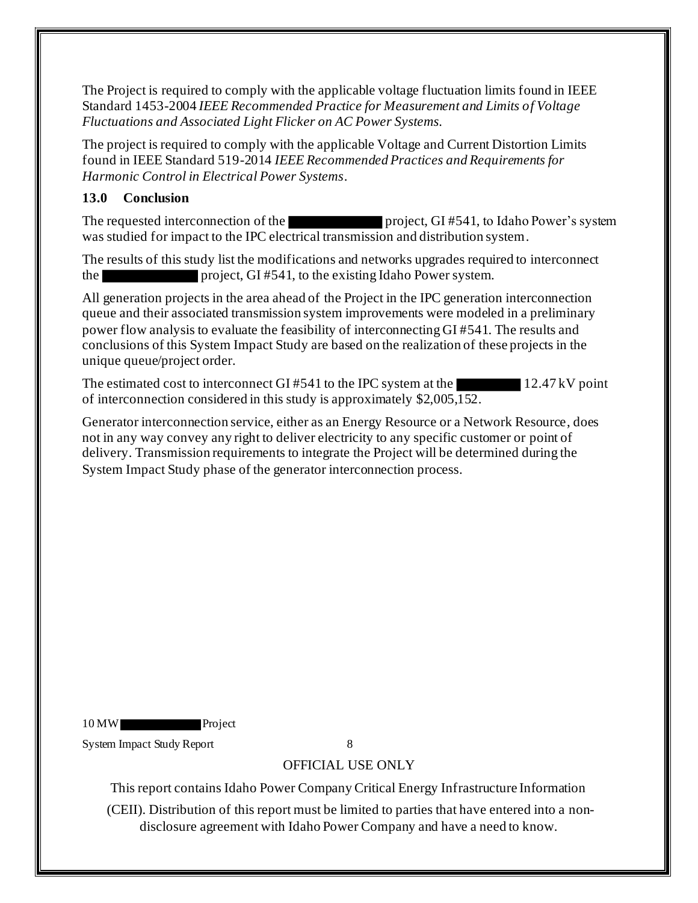The Project is required to comply with the applicable voltage fluctuation limits found in IEEE Standard 1453-2004 *IEEE Recommended Practice for Measurement and Limits of Voltage Fluctuations and Associated Light Flicker on AC Power Systems.*

The project is required to comply with the applicable Voltage and Current Distortion Limits found in IEEE Standard 519-2014 *IEEE Recommended Practices and Requirements for Harmonic Control in Electrical Power Systems*.

### 13.0 Conclusion

The requested interconnection of the ████████ project, GI #541, to Idaho Power's system was studied for impact to the IPC electrical transmission and distribution system.

The results of this study list the modifications and networks upgrades required to interconnect the ████████ project, GI #541, to the existing Idaho Power system.

All generation projects in the area ahead of the Project in the IPC generation interconnection queue and their associated transmission system improvements were modeled in a preliminary power flow analysis to evaluate the feasibility of interconnecting GI #541. The results and conclusions of this System Impact Study are based on the realization of these projects in the unique queue/project order.

The estimated cost to interconnect GI #541 to the IPC system at the ██████ 12.47 kV point of interconnection considered in this study is approximately $2,005,152.

Generator interconnection service, either as an Energy Resource or a Network Resource, does not in any way convey any right to deliver electricity to any specific customer or point of delivery. Transmission requirements to integrate the Project will be determined during the System Impact Study phase of the generator interconnection process.

OFFICIAL USE ONLY

This report contains Idaho Power Company Critical Energy Infrastructure Information (CEII). Distribution of this report must be limited to parties that have entered into a non-disclosure agreement with Idaho Power Company and have a need to know.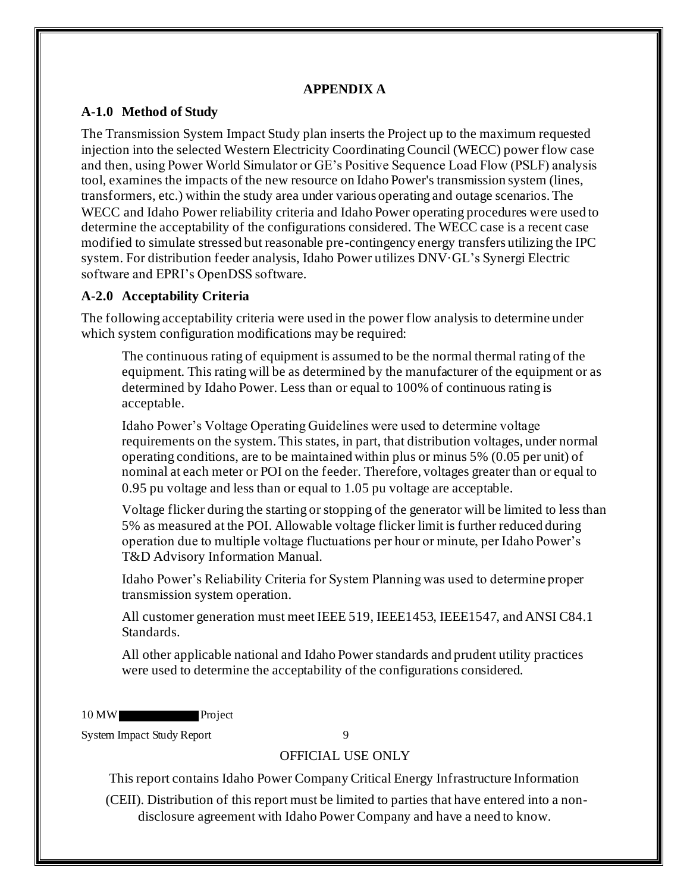# APPENDIX A

## A-1.0 Method of Study

The Transmission System Impact Study plan inserts the Project up to the maximum requested injection into the selected Western Electricity Coordinating Council (WECC) power flow case and then, using Power World Simulator or GE's Positive Sequence Load Flow (PSLF) analysis tool, examines the impacts of the new resource on Idaho Power's transmission system (lines, transformers, etc.) within the study area under various operating and outage scenarios. The WECC and Idaho Power reliability criteria and Idaho Power operating procedures were used to determine the acceptability of the configurations considered. The WECC case is a recent case modified to simulate stressed but reasonable pre-contingency energy transfers utilizing the IPC system. For distribution feeder analysis, Idaho Power utilizes DNV·GL's Synergi Electric software and EPRI's OpenDSS software.

## A-2.0 Acceptability Criteria

The following acceptability criteria were used in the power flow analysis to determine under which system configuration modifications may be required:

The continuous rating of equipment is assumed to be the normal thermal rating of the equipment. This rating will be as determined by the manufacturer of the equipment or as determined by Idaho Power. Less than or equal to 100% of continuous rating is acceptable.

Idaho Power's Voltage Operating Guidelines were used to determine voltage requirements on the system. This states, in part, that distribution voltages, under normal operating conditions, are to be maintained within plus or minus 5% (0.05 per unit) of nominal at each meter or POI on the feeder. Therefore, voltages greater than or equal to 0.95 pu voltage and less than or equal to 1.05 pu voltage are acceptable.

Voltage flicker during the starting or stopping of the generator will be limited to less than 5% as measured at the POI. Allowable voltage flicker limit is further reduced during operation due to multiple voltage fluctuations per hour or minute, per Idaho Power's T&D Advisory Information Manual.

Idaho Power's Reliability Criteria for System Planning was used to determine proper transmission system operation.

All customer generation must meet IEEE 519, IEEE1453, IEEE1547, and ANSI C84.1 Standards.

All other applicable national and Idaho Power standards and prudent utility practices were used to determine the acceptability of the configurations considered.

OFFICIAL USE ONLY

This report contains Idaho Power Company Critical Energy Infrastructure Information (CEII). Distribution of this report must be limited to parties that have entered into a non-disclosure agreement with Idaho Power Company and have a need to know.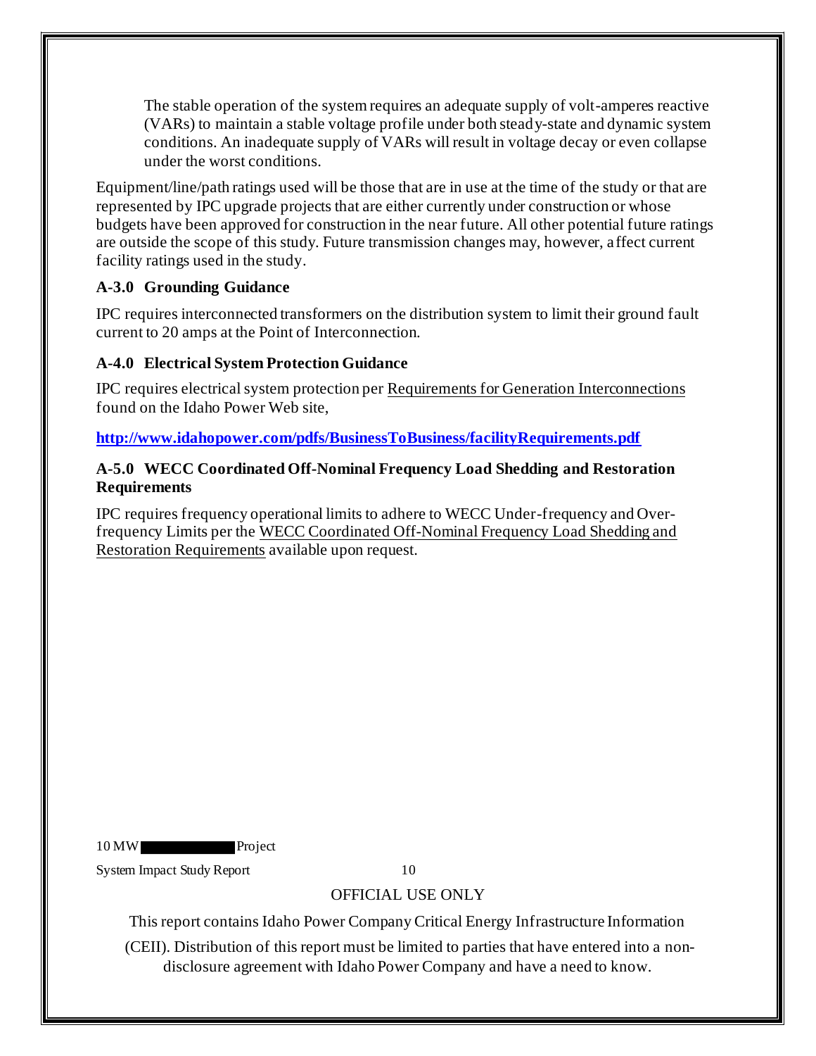The stable operation of the system requires an adequate supply of volt-amperes reactive (VARs) to maintain a stable voltage profile under both steady-state and dynamic system conditions. An inadequate supply of VARs will result in voltage decay or even collapse under the worst conditions.

Equipment/line/path ratings used will be those that are in use at the time of the study or that are represented by IPC upgrade projects that are either currently under construction or whose budgets have been approved for construction in the near future. All other potential future ratings are outside the scope of this study. Future transmission changes may, however, affect current facility ratings used in the study.

### A-3.0 Grounding Guidance

IPC requires interconnected transformers on the distribution system to limit their ground fault current to 20 amps at the Point of Interconnection.

### A-4.0 Electrical System Protection Guidance

IPC requires electrical system protection per Requirements for Generation Interconnections found on the Idaho Power Web site,

**http://www.idahopower.com/pdfs/BusinessToBusiness/facilityRequirements.pdf**

### A-5.0 WECC Coordinated Off-Nominal Frequency Load Shedding and Restoration Requirements

IPC requires frequency operational limits to adhere to WECC Under-frequency and Over-frequency Limits per the WECC Coordinated Off-Nominal Frequency Load Shedding and Restoration Requirements available upon request.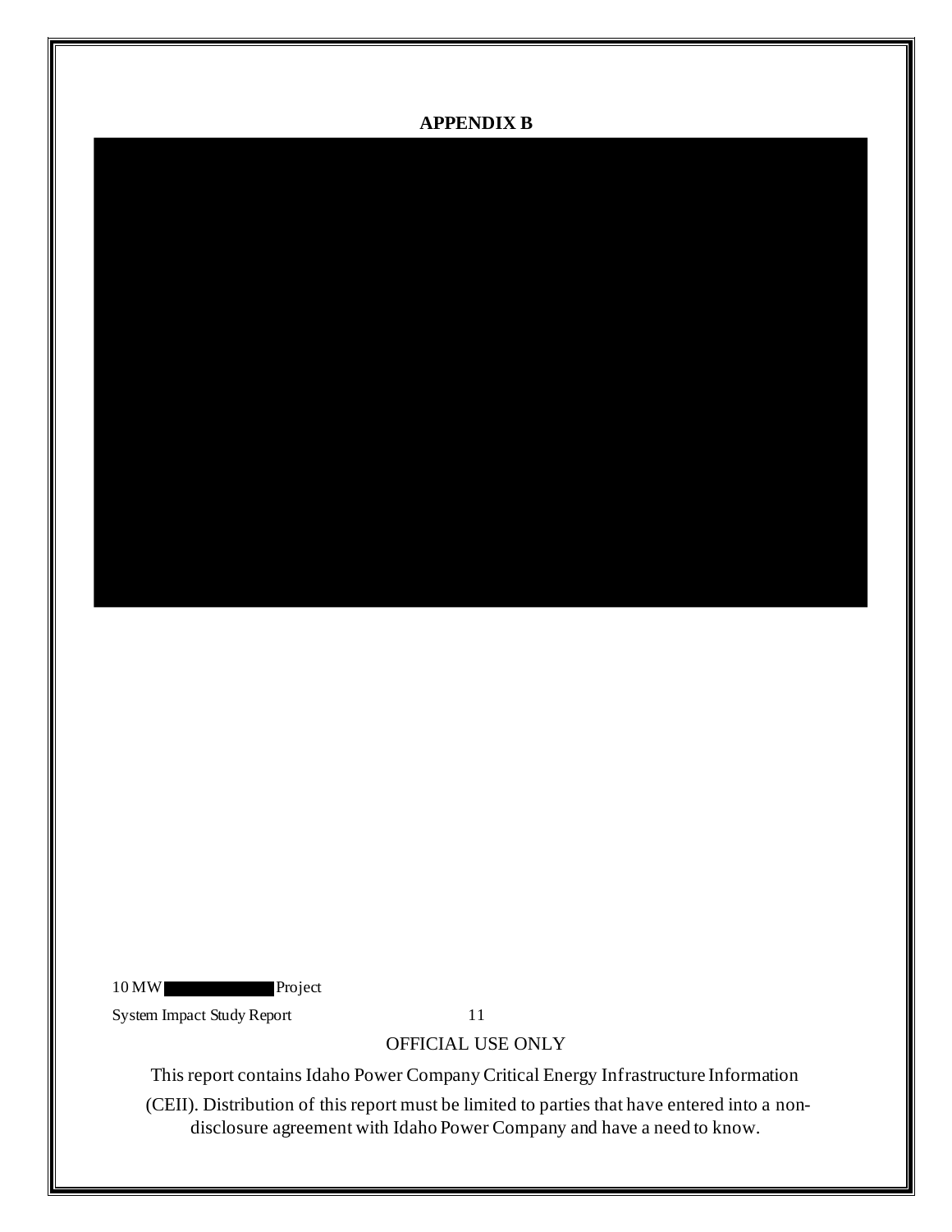**APPENDIX B**

OFFICIAL USE ONLY

This report contains Idaho Power Company Critical Energy Infrastructure Information (CEII). Distribution of this report must be limited to parties that have entered into a non-disclosure agreement with Idaho Power Company and have a need to know.